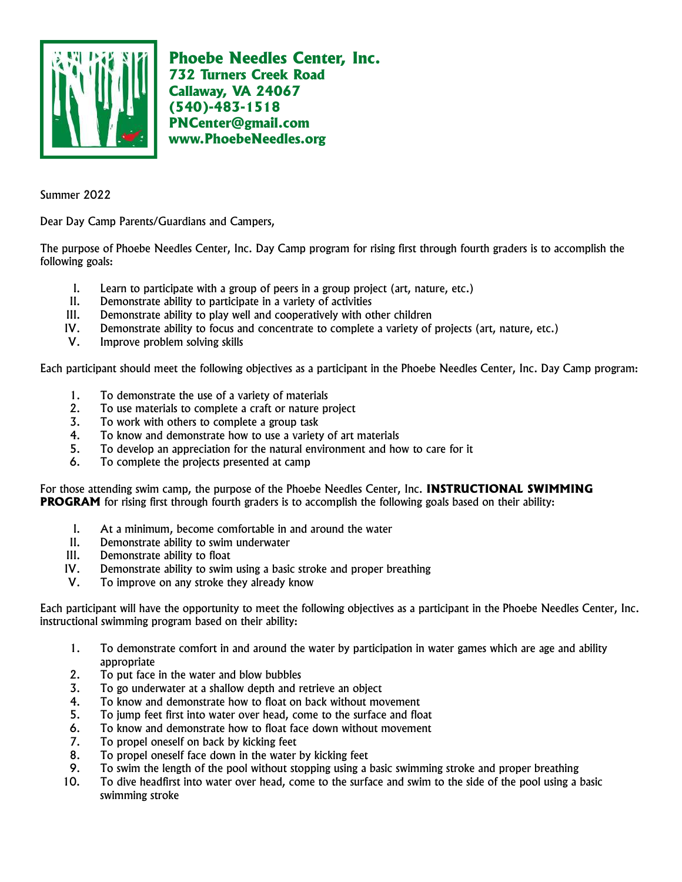**Phoebe Needles Center, Inc.**
**732 Turners Creek Road**
**Callaway, VA 24067**
**(540)-483-1518**
**PNCenter@gmail.com**
**www.PhoebeNeedles.org**

Summer 2022

Dear Day Camp Parents/Guardians and Campers,

The purpose of Phoebe Needles Center, Inc. Day Camp program for rising first through fourth graders is to accomplish the following goals:

I. Learn to participate with a group of peers in a group project (art, nature, etc.)
II. Demonstrate ability to participate in a variety of activities
III. Demonstrate ability to play well and cooperatively with other children
IV. Demonstrate ability to focus and concentrate to complete a variety of projects (art, nature, etc.)
V. Improve problem solving skills

Each participant should meet the following objectives as a participant in the Phoebe Needles Center, Inc. Day Camp program:

1. To demonstrate the use of a variety of materials
2. To use materials to complete a craft or nature project
3. To work with others to complete a group task
4. To know and demonstrate how to use a variety of art materials
5. To develop an appreciation for the natural environment and how to care for it
6. To complete the projects presented at camp

For those attending swim camp, the purpose of the Phoebe Needles Center, Inc. **INSTRUCTIONAL SWIMMING PROGRAM** for rising first through fourth graders is to accomplish the following goals based on their ability:

I. At a minimum, become comfortable in and around the water
II. Demonstrate ability to swim underwater
III. Demonstrate ability to float
IV. Demonstrate ability to swim using a basic stroke and proper breathing
V. To improve on any stroke they already know

Each participant will have the opportunity to meet the following objectives as a participant in the Phoebe Needles Center, Inc. instructional swimming program based on their ability:

1. To demonstrate comfort in and around the water by participation in water games which are age and ability appropriate
2. To put face in the water and blow bubbles
3. To go underwater at a shallow depth and retrieve an object
4. To know and demonstrate how to float on back without movement
5. To jump feet first into water over head, come to the surface and float
6. To know and demonstrate how to float face down without movement
7. To propel oneself on back by kicking feet
8. To propel oneself face down in the water by kicking feet
9. To swim the length of the pool without stopping using a basic swimming stroke and proper breathing
10. To dive headfirst into water over head, come to the surface and swim to the side of the pool using a basic swimming stroke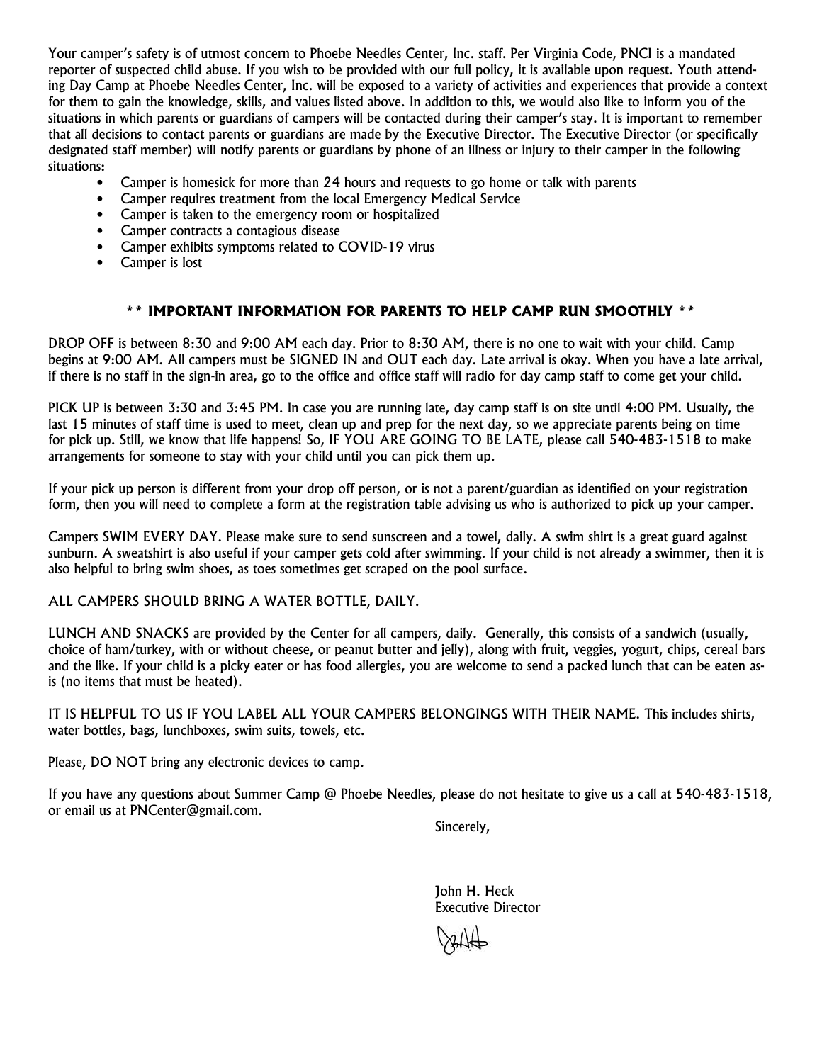Your camper's safety is of utmost concern to Phoebe Needles Center, Inc. staff. Per Virginia Code, PNCI is a mandated reporter of suspected child abuse. If you wish to be provided with our full policy, it is available upon request. Youth attending Day Camp at Phoebe Needles Center, Inc. will be exposed to a variety of activities and experiences that provide a context for them to gain the knowledge, skills, and values listed above. In addition to this, we would also like to inform you of the situations in which parents or guardians of campers will be contacted during their camper's stay. It is important to remember that all decisions to contact parents or guardians are made by the Executive Director. The Executive Director (or specifically designated staff member) will notify parents or guardians by phone of an illness or injury to their camper in the following situations:

- Camper is homesick for more than 24 hours and requests to go home or talk with parents
- Camper requires treatment from the local Emergency Medical Service
- Camper is taken to the emergency room or hospitalized
- Camper contracts a contagious disease
- Camper exhibits symptoms related to COVID-19 virus
- Camper is lost

## ** IMPORTANT INFORMATION FOR PARENTS TO HELP CAMP RUN SMOOTHLY **

DROP OFF is between 8:30 and 9:00 AM each day. Prior to 8:30 AM, there is no one to wait with your child. Camp begins at 9:00 AM. All campers must be SIGNED IN and OUT each day. Late arrival is okay. When you have a late arrival, if there is no staff in the sign-in area, go to the office and office staff will radio for day camp staff to come get your child.

PICK UP is between 3:30 and 3:45 PM. In case you are running late, day camp staff is on site until 4:00 PM. Usually, the last 15 minutes of staff time is used to meet, clean up and prep for the next day, so we appreciate parents being on time for pick up. Still, we know that life happens! So, IF YOU ARE GOING TO BE LATE, please call 540-483-1518 to make arrangements for someone to stay with your child until you can pick them up.

If your pick up person is different from your drop off person, or is not a parent/guardian as identified on your registration form, then you will need to complete a form at the registration table advising us who is authorized to pick up your camper.

Campers SWIM EVERY DAY. Please make sure to send sunscreen and a towel, daily. A swim shirt is a great guard against sunburn. A sweatshirt is also useful if your camper gets cold after swimming. If your child is not already a swimmer, then it is also helpful to bring swim shoes, as toes sometimes get scraped on the pool surface.

ALL CAMPERS SHOULD BRING A WATER BOTTLE, DAILY.

LUNCH AND SNACKS are provided by the Center for all campers, daily. Generally, this consists of a sandwich (usually, choice of ham/turkey, with or without cheese, or peanut butter and jelly), along with fruit, veggies, yogurt, chips, cereal bars and the like. If your child is a picky eater or has food allergies, you are welcome to send a packed lunch that can be eaten as-is (no items that must be heated).

IT IS HELPFUL TO US IF YOU LABEL ALL YOUR CAMPERS BELONGINGS WITH THEIR NAME. This includes shirts, water bottles, bags, lunchboxes, swim suits, towels, etc.

Please, DO NOT bring any electronic devices to camp.

If you have any questions about Summer Camp @ Phoebe Needles, please do not hesitate to give us a call at 540-483-1518, or email us at PNCenter@gmail.com.

Sincerely,

John H. Heck
Executive Director